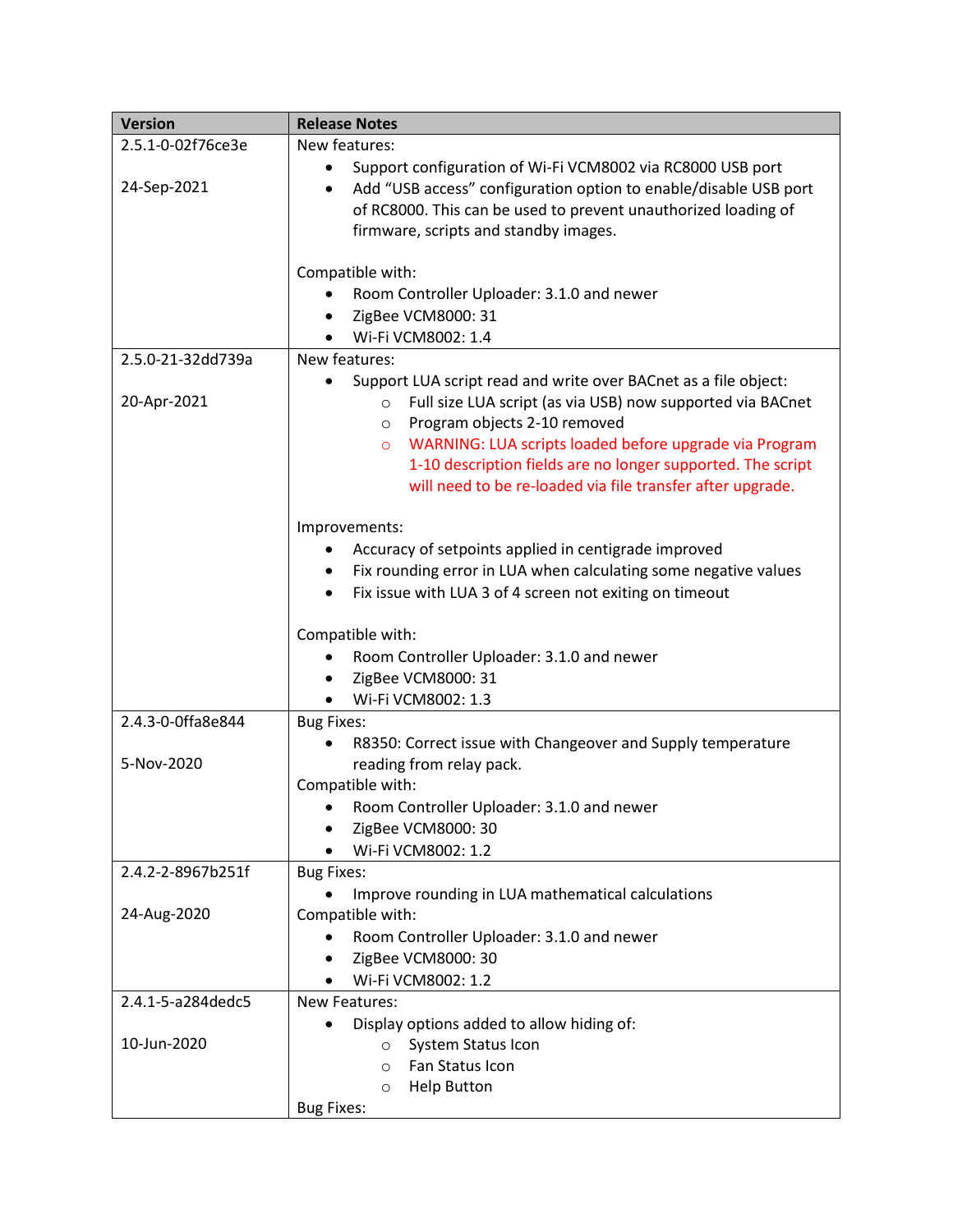| Version | Release Notes |
| --- | --- |
| 2.5.1-0-02f76ce3e<br><br>24-Sep-2021 | New features:<br>• Support configuration of Wi-Fi VCM8002 via RC8000 USB port<br>• Add "USB access" configuration option to enable/disable USB port of RC8000. This can be used to prevent unauthorized loading of firmware, scripts and standby images.<br><br>Compatible with:<br>• Room Controller Uploader: 3.1.0 and newer<br>• ZigBee VCM8000: 31<br>• Wi-Fi VCM8002: 1.4 |
| 2.5.0-21-32dd739a<br><br>20-Apr-2021 | New features:<br>• Support LUA script read and write over BACnet as a file object:<br>  ○ Full size LUA script (as via USB) now supported via BACnet<br>  ○ Program objects 2-10 removed<br>  ○ WARNING: LUA scripts loaded before upgrade via Program 1-10 description fields are no longer supported. The script will need to be re-loaded via file transfer after upgrade.<br><br>Improvements:<br>• Accuracy of setpoints applied in centigrade improved<br>• Fix rounding error in LUA when calculating some negative values<br>• Fix issue with LUA 3 of 4 screen not exiting on timeout<br><br>Compatible with:<br>• Room Controller Uploader: 3.1.0 and newer<br>• ZigBee VCM8000: 31<br>• Wi-Fi VCM8002: 1.3 |
| 2.4.3-0-0ffa8e844<br><br>5-Nov-2020 | Bug Fixes:<br>• R8350: Correct issue with Changeover and Supply temperature reading from relay pack.<br>Compatible with:<br>• Room Controller Uploader: 3.1.0 and newer<br>• ZigBee VCM8000: 30<br>• Wi-Fi VCM8002: 1.2 |
| 2.4.2-2-8967b251f<br><br>24-Aug-2020 | Bug Fixes:<br>• Improve rounding in LUA mathematical calculations<br>Compatible with:<br>• Room Controller Uploader: 3.1.0 and newer<br>• ZigBee VCM8000: 30<br>• Wi-Fi VCM8002: 1.2 |
| 2.4.1-5-a284dedc5<br><br>10-Jun-2020 | New Features:<br>• Display options added to allow hiding of:<br>  ○ System Status Icon<br>  ○ Fan Status Icon<br>  ○ Help Button<br>Bug Fixes: |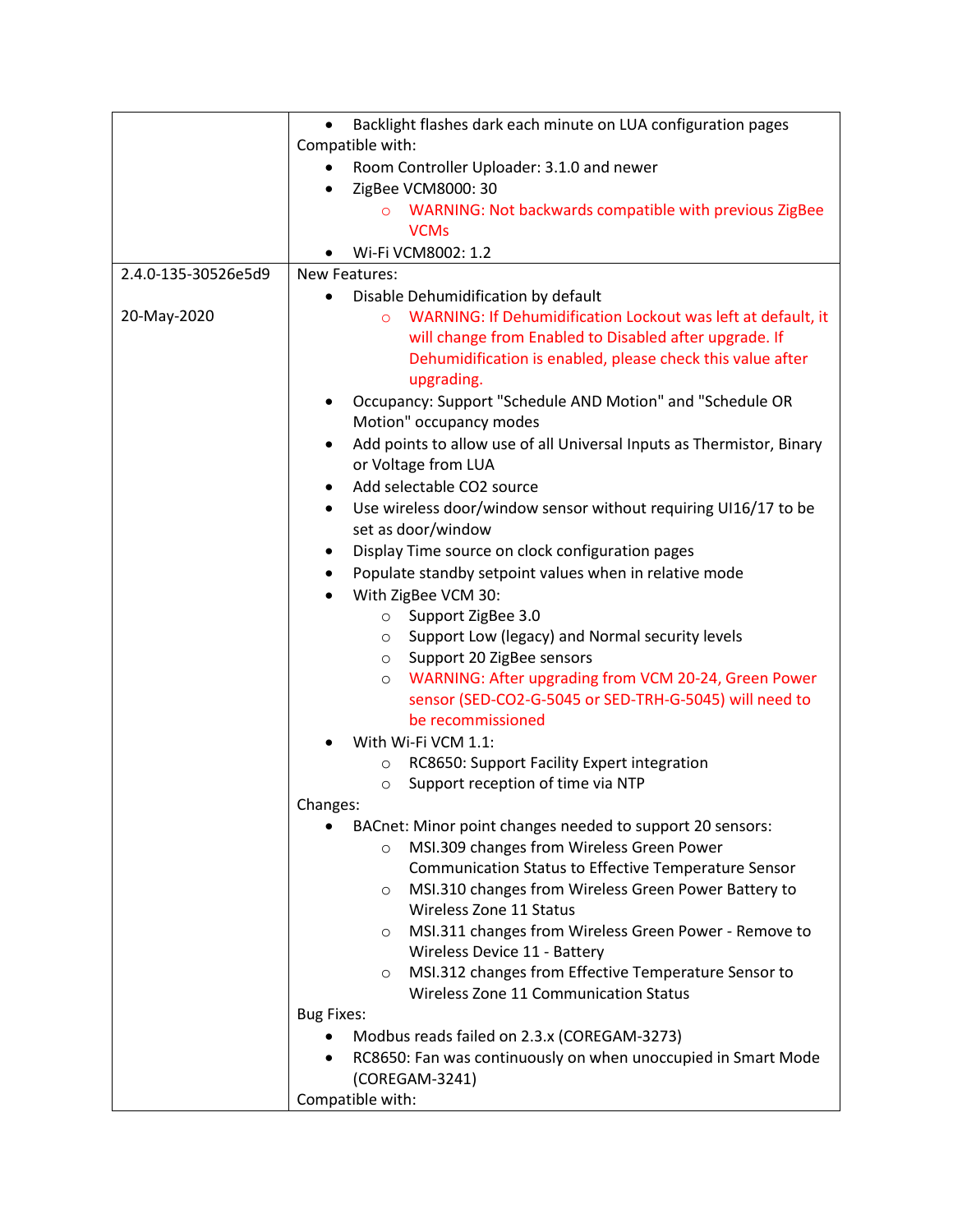| | |
|---|---|
| | • Backlight flashes dark each minute on LUA configuration pages<br>Compatible with:<br>• Room Controller Uploader: 3.1.0 and newer<br>• ZigBee VCM8000: 30<br>  ○ WARNING: Not backwards compatible with previous ZigBee VCMs<br>• Wi-Fi VCM8002: 1.2 |
| 2.4.0-135-30526e5d9<br><br>20-May-2020 | New Features:<br>• Disable Dehumidification by default<br>  ○ WARNING: If Dehumidification Lockout was left at default, it will change from Enabled to Disabled after upgrade. If Dehumidification is enabled, please check this value after upgrading.<br>• Occupancy: Support "Schedule AND Motion" and "Schedule OR Motion" occupancy modes<br>• Add points to allow use of all Universal Inputs as Thermistor, Binary or Voltage from LUA<br>• Add selectable CO2 source<br>• Use wireless door/window sensor without requiring UI16/17 to be set as door/window<br>• Display Time source on clock configuration pages<br>• Populate standby setpoint values when in relative mode<br>• With ZigBee VCM 30:<br>  ○ Support ZigBee 3.0<br>  ○ Support Low (legacy) and Normal security levels<br>  ○ Support 20 ZigBee sensors<br>  ○ WARNING: After upgrading from VCM 20-24, Green Power sensor (SED-CO2-G-5045 or SED-TRH-G-5045) will need to be recommissioned<br>• With Wi-Fi VCM 1.1:<br>  ○ RC8650: Support Facility Expert integration<br>  ○ Support reception of time via NTP<br>Changes:<br>• BACnet: Minor point changes needed to support 20 sensors:<br>  ○ MSI.309 changes from Wireless Green Power Communication Status to Effective Temperature Sensor<br>  ○ MSI.310 changes from Wireless Green Power Battery to Wireless Zone 11 Status<br>  ○ MSI.311 changes from Wireless Green Power - Remove to Wireless Device 11 - Battery<br>  ○ MSI.312 changes from Effective Temperature Sensor to Wireless Zone 11 Communication Status<br>Bug Fixes:<br>• Modbus reads failed on 2.3.x (COREGAM-3273)<br>• RC8650: Fan was continuously on when unoccupied in Smart Mode (COREGAM-3241)<br>Compatible with: |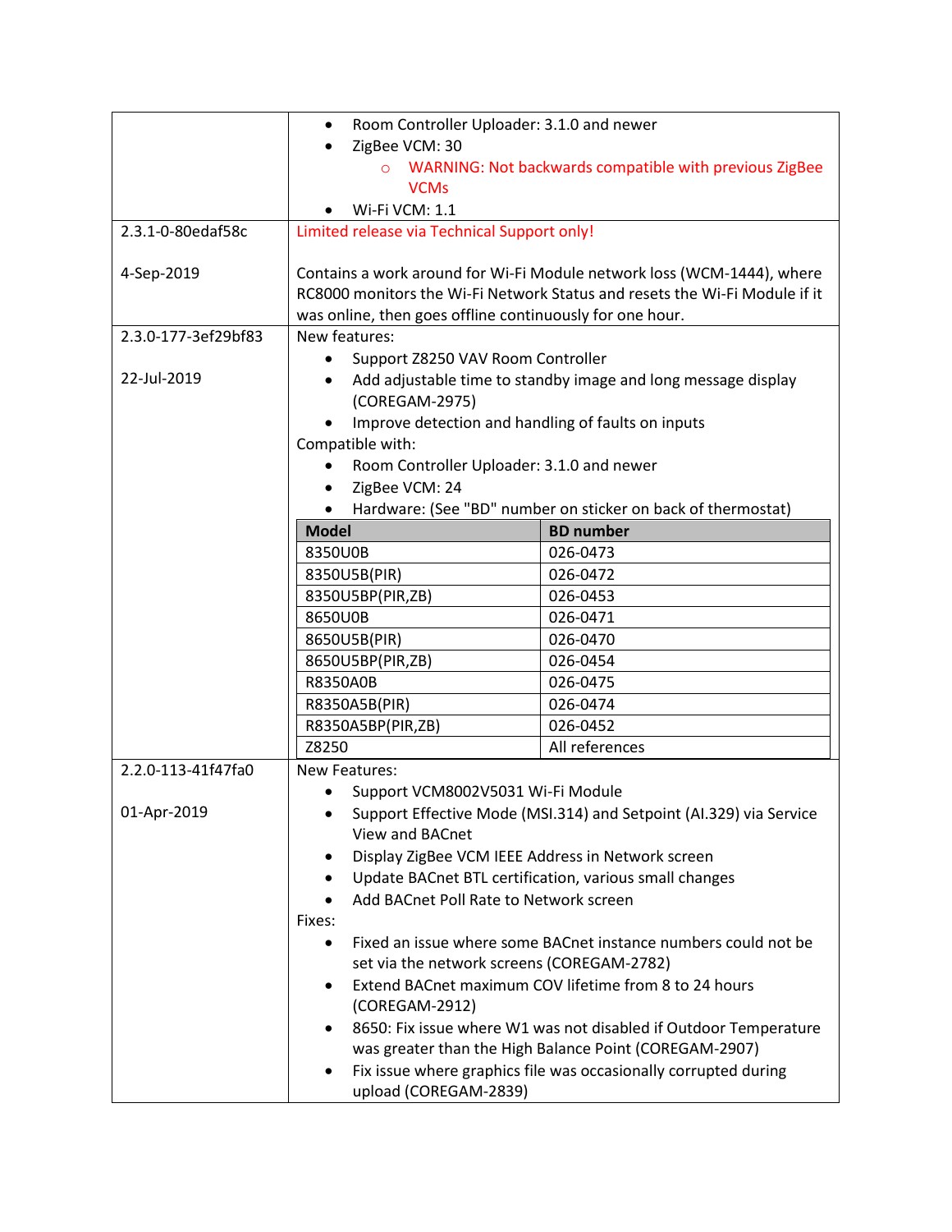| | |
|---|---|
| | • Room Controller Uploader: 3.1.0 and newer<br>• ZigBee VCM: 30<br>&nbsp;&nbsp;&nbsp;&nbsp;○ WARNING: Not backwards compatible with previous ZigBee VCMs<br>• Wi-Fi VCM: 1.1 |
| 2.3.1-0-80edaf58c<br><br>4-Sep-2019 | Limited release via Technical Support only!<br><br>Contains a work around for Wi-Fi Module network loss (WCM-1444), where RC8000 monitors the Wi-Fi Network Status and resets the Wi-Fi Module if it was online, then goes offline continuously for one hour. |
| 2.3.0-177-3ef29bf83<br><br>22-Jul-2019 | New features:<br>• Support Z8250 VAV Room Controller<br>• Add adjustable time to standby image and long message display (COREGAM-2975)<br>• Improve detection and handling of faults on inputs<br>Compatible with:<br>• Room Controller Uploader: 3.1.0 and newer<br>• ZigBee VCM: 24<br>• Hardware: (See "BD" number on sticker on back of thermostat) |

| Model | BD number |
|---|---|
| 8350U0B | 026-0473 |
| 8350U5B(PIR) | 026-0472 |
| 8350U5BP(PIR,ZB) | 026-0453 |
| 8650U0B | 026-0471 |
| 8650U5B(PIR) | 026-0470 |
| 8650U5BP(PIR,ZB) | 026-0454 |
| R8350A0B | 026-0475 |
| R8350A5B(PIR) | 026-0474 |
| R8350A5BP(PIR,ZB) | 026-0452 |
| Z8250 | All references |

| | |
|---|---|
| 2.2.0-113-41f47fa0<br><br>01-Apr-2019 | New Features:<br>• Support VCM8002V5031 Wi-Fi Module<br>• Support Effective Mode (MSI.314) and Setpoint (AI.329) via Service View and BACnet<br>• Display ZigBee VCM IEEE Address in Network screen<br>• Update BACnet BTL certification, various small changes<br>• Add BACnet Poll Rate to Network screen<br>Fixes:<br>• Fixed an issue where some BACnet instance numbers could not be set via the network screens (COREGAM-2782)<br>• Extend BACnet maximum COV lifetime from 8 to 24 hours (COREGAM-2912)<br>• 8650: Fix issue where W1 was not disabled if Outdoor Temperature was greater than the High Balance Point (COREGAM-2907)<br>• Fix issue where graphics file was occasionally corrupted during upload (COREGAM-2839) |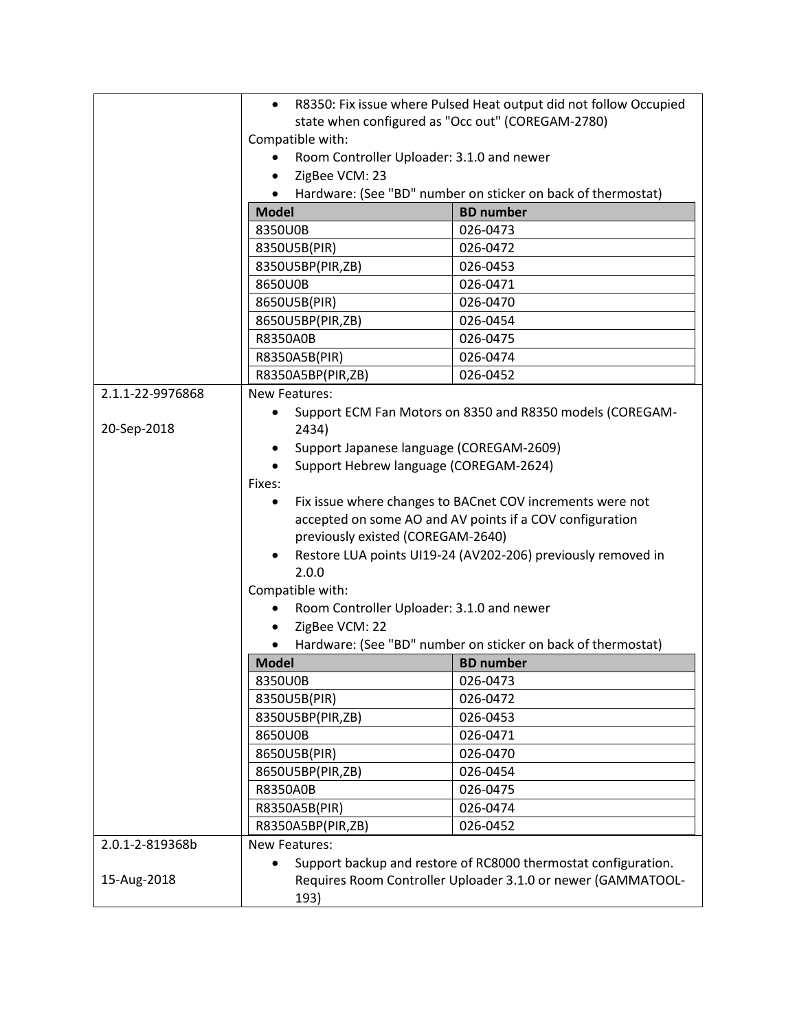| | |
|---|---|
| | • R8350: Fix issue where Pulsed Heat output did not follow Occupied state when configured as "Occ out" (COREGAM-2780)<br><br>Compatible with:<br>• Room Controller Uploader: 3.1.0 and newer<br>• ZigBee VCM: 23<br>• Hardware: (See "BD" number on sticker on back of thermostat)<br><br>**Model** — **BD number**<br>8350U0B — 026-0473<br>8350U5B(PIR) — 026-0472<br>8350U5BP(PIR,ZB) — 026-0453<br>8650U0B — 026-0471<br>8650U5B(PIR) — 026-0470<br>8650U5BP(PIR,ZB) — 026-0454<br>R8350A0B — 026-0475<br>R8350A5B(PIR) — 026-0474<br>R8350A5BP(PIR,ZB) — 026-0452 |
| 2.1.1-22-9976868<br><br>20-Sep-2018 | New Features:<br>• Support ECM Fan Motors on 8350 and R8350 models (COREGAM-2434)<br>• Support Japanese language (COREGAM-2609)<br>• Support Hebrew language (COREGAM-2624)<br><br>Fixes:<br>• Fix issue where changes to BACnet COV increments were not accepted on some AO and AV points if a COV configuration previously existed (COREGAM-2640)<br>• Restore LUA points UI19-24 (AV202-206) previously removed in 2.0.0<br><br>Compatible with:<br>• Room Controller Uploader: 3.1.0 and newer<br>• ZigBee VCM: 22<br>• Hardware: (See "BD" number on sticker on back of thermostat)<br><br>**Model** — **BD number**<br>8350U0B — 026-0473<br>8350U5B(PIR) — 026-0472<br>8350U5BP(PIR,ZB) — 026-0453<br>8650U0B — 026-0471<br>8650U5B(PIR) — 026-0470<br>8650U5BP(PIR,ZB) — 026-0454<br>R8350A0B — 026-0475<br>R8350A5B(PIR) — 026-0474<br>R8350A5BP(PIR,ZB) — 026-0452 |
| 2.0.1-2-819368b<br><br>15-Aug-2018 | New Features:<br>• Support backup and restore of RC8000 thermostat configuration. Requires Room Controller Uploader 3.1.0 or newer (GAMMATOOL-193) |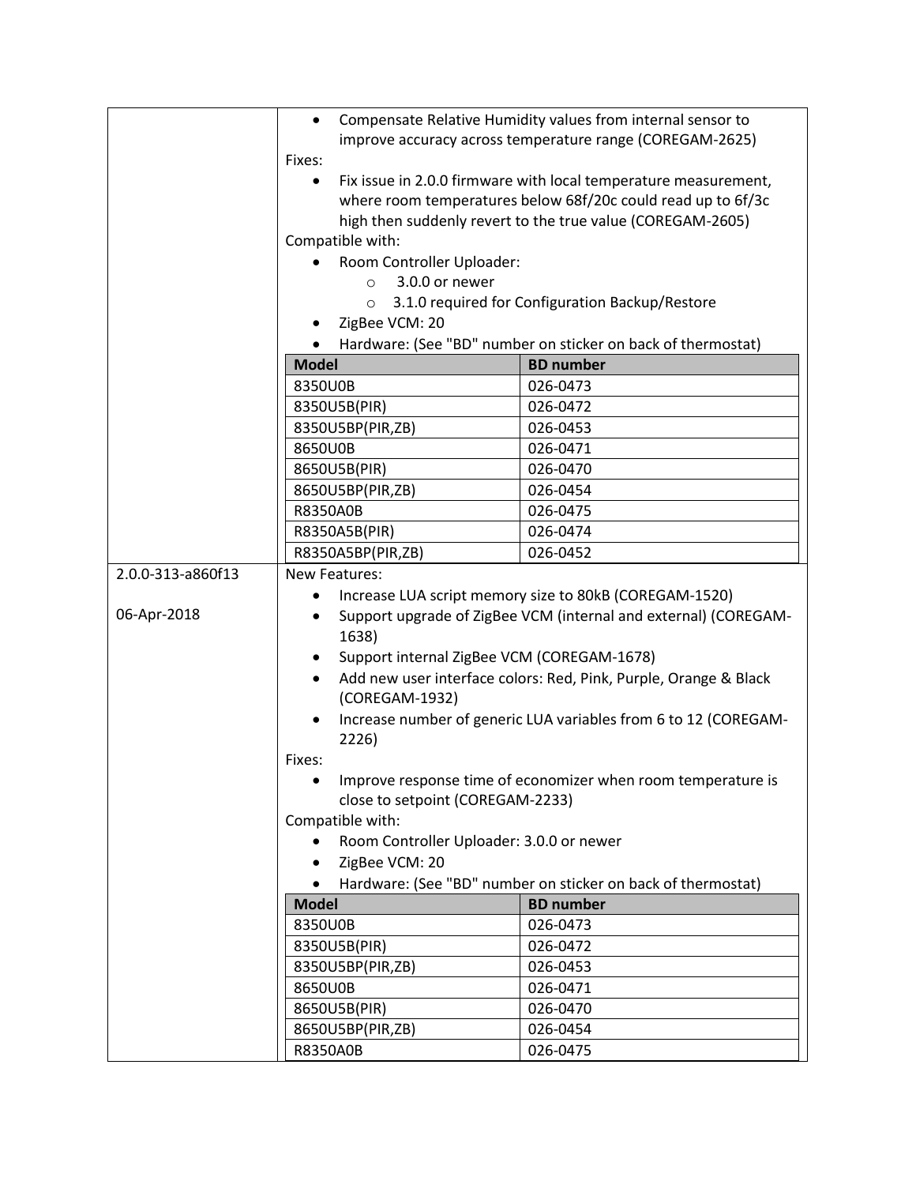| | |
|---|---|
| | • Compensate Relative Humidity values from internal sensor to improve accuracy across temperature range (COREGAM-2625)<br>Fixes:<br>• Fix issue in 2.0.0 firmware with local temperature measurement, where room temperatures below 68f/20c could read up to 6f/3c high then suddenly revert to the true value (COREGAM-2605)<br>Compatible with:<br>• Room Controller Uploader:<br>  ○ 3.0.0 or newer<br>  ○ 3.1.0 required for Configuration Backup/Restore<br>• ZigBee VCM: 20<br>• Hardware: (See "BD" number on sticker on back of thermostat) |

| Model | BD number |
|---|---|
| 8350U0B | 026-0473 |
| 8350U5B(PIR) | 026-0472 |
| 8350U5BP(PIR,ZB) | 026-0453 |
| 8650U0B | 026-0471 |
| 8650U5B(PIR) | 026-0470 |
| 8650U5BP(PIR,ZB) | 026-0454 |
| R8350A0B | 026-0475 |
| R8350A5B(PIR) | 026-0474 |
| R8350A5BP(PIR,ZB) | 026-0452 |

| | |
|---|---|
| 2.0.0-313-a860f13<br><br>06-Apr-2018 | New Features:<br>• Increase LUA script memory size to 80kB (COREGAM-1520)<br>• Support upgrade of ZigBee VCM (internal and external) (COREGAM-1638)<br>• Support internal ZigBee VCM (COREGAM-1678)<br>• Add new user interface colors: Red, Pink, Purple, Orange & Black (COREGAM-1932)<br>• Increase number of generic LUA variables from 6 to 12 (COREGAM-2226)<br>Fixes:<br>• Improve response time of economizer when room temperature is close to setpoint (COREGAM-2233)<br>Compatible with:<br>• Room Controller Uploader: 3.0.0 or newer<br>• ZigBee VCM: 20<br>• Hardware: (See "BD" number on sticker on back of thermostat) |

| Model | BD number |
|---|---|
| 8350U0B | 026-0473 |
| 8350U5B(PIR) | 026-0472 |
| 8350U5BP(PIR,ZB) | 026-0453 |
| 8650U0B | 026-0471 |
| 8650U5B(PIR) | 026-0470 |
| 8650U5BP(PIR,ZB) | 026-0454 |
| R8350A0B | 026-0475 |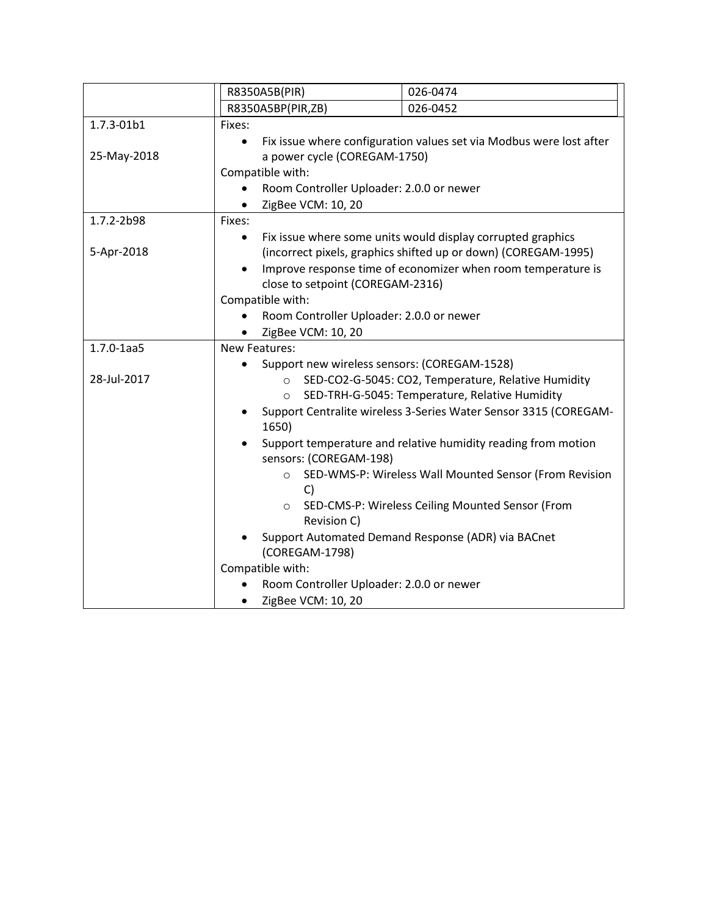| | | |
|---|---|---|
| | R8350A5B(PIR) | 026-0474 |
| | R8350A5BP(PIR,ZB) | 026-0452 |
| 1.7.3-01b1<br><br>25-May-2018 | Fixes:<br>• Fix issue where configuration values set via Modbus were lost after a power cycle (COREGAM-1750)<br>Compatible with:<br>• Room Controller Uploader: 2.0.0 or newer<br>• ZigBee VCM: 10, 20 | |
| 1.7.2-2b98<br><br>5-Apr-2018 | Fixes:<br>• Fix issue where some units would display corrupted graphics (incorrect pixels, graphics shifted up or down) (COREGAM-1995)<br>• Improve response time of economizer when room temperature is close to setpoint (COREGAM-2316)<br>Compatible with:<br>• Room Controller Uploader: 2.0.0 or newer<br>• ZigBee VCM: 10, 20 | |
| 1.7.0-1aa5<br><br>28-Jul-2017 | New Features:<br>• Support new wireless sensors: (COREGAM-1528)<br>&nbsp;&nbsp;&nbsp;&nbsp;○ SED-CO2-G-5045: CO2, Temperature, Relative Humidity<br>&nbsp;&nbsp;&nbsp;&nbsp;○ SED-TRH-G-5045: Temperature, Relative Humidity<br>• Support Centralite wireless 3-Series Water Sensor 3315 (COREGAM-1650)<br>• Support temperature and relative humidity reading from motion sensors: (COREGAM-198)<br>&nbsp;&nbsp;&nbsp;&nbsp;○ SED-WMS-P: Wireless Wall Mounted Sensor (From Revision C)<br>&nbsp;&nbsp;&nbsp;&nbsp;○ SED-CMS-P: Wireless Ceiling Mounted Sensor (From Revision C)<br>• Support Automated Demand Response (ADR) via BACnet (COREGAM-1798)<br>Compatible with:<br>• Room Controller Uploader: 2.0.0 or newer<br>• ZigBee VCM: 10, 20 | |